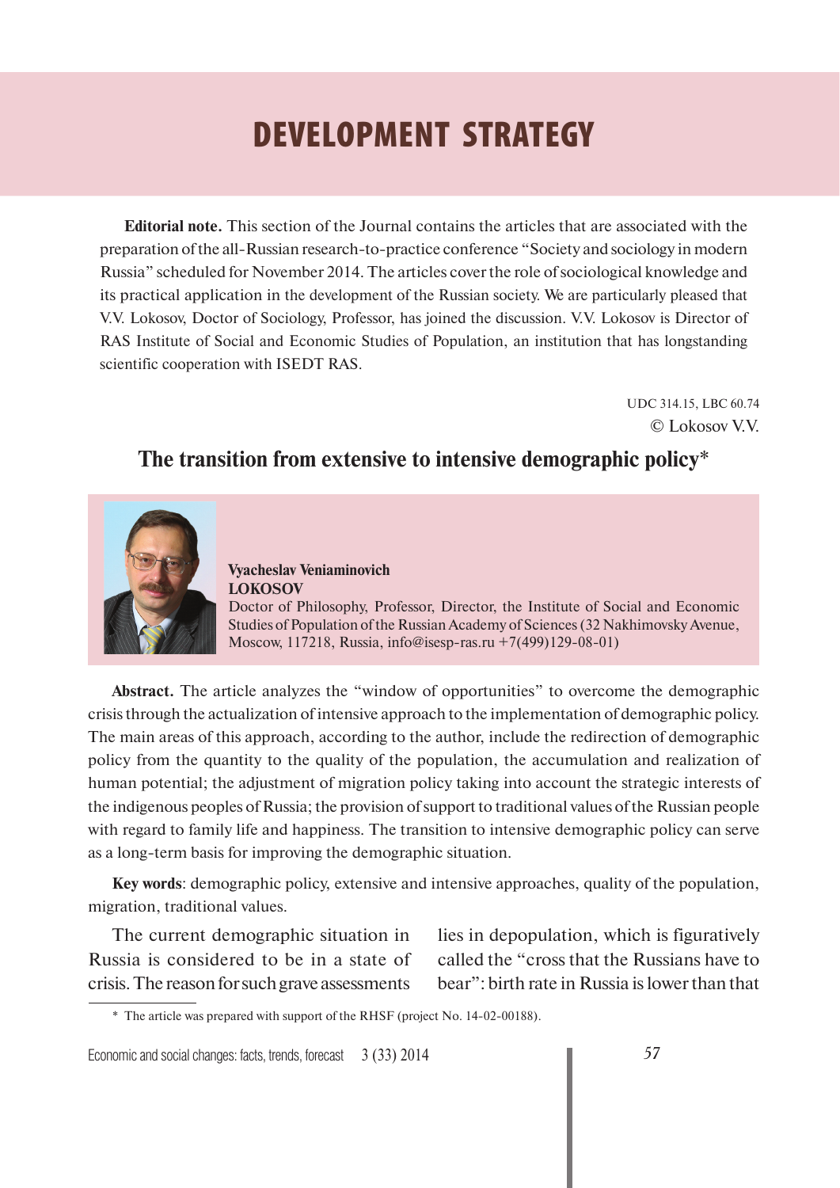# DEVELOPMENT STRATEGY

**Editorial note.** This section of the Journal contains the articles that are associated with the preparation of the all-Russian research-to-practice conference "Society and sociology in modern Russia" scheduled for November 2014. The articles cover the role of sociological knowledge and its practical application in the development of the Russian society. We are particularly pleased that V.V. Lokosov, Doctor of Sociology, Professor, has joined the discussion. V.V. Lokosov is Director of RAS Institute of Social and Economic Studies of Population, an institution that has longstanding scientific cooperation with ISEDT RAS.

UDC 314.15, LBC 60.74
© Lokosov V.V.

## The transition from extensive to intensive demographic policy*

**Vyacheslav Veniaminovich LOKOSOV**
Doctor of Philosophy, Professor, Director, the Institute of Social and Economic Studies of Population of the Russian Academy of Sciences (32 Nakhimovsky Avenue, Moscow, 117218, Russia, info@isesp-ras.ru +7(499)129-08-01)

**Abstract.** The article analyzes the "window of opportunities" to overcome the demographic crisis through the actualization of intensive approach to the implementation of demographic policy. The main areas of this approach, according to the author, include the redirection of demographic policy from the quantity to the quality of the population, the accumulation and realization of human potential; the adjustment of migration policy taking into account the strategic interests of the indigenous peoples of Russia; the provision of support to traditional values of the Russian people with regard to family life and happiness. The transition to intensive demographic policy can serve as a long-term basis for improving the demographic situation.

**Key words**: demographic policy, extensive and intensive approaches, quality of the population, migration, traditional values.

The current demographic situation in Russia is considered to be in a state of crisis. The reason for such grave assessments lies in depopulation, which is figuratively called the "cross that the Russians have to bear": birth rate in Russia is lower than that

* The article was prepared with support of the RHSF (project No. 14-02-00188).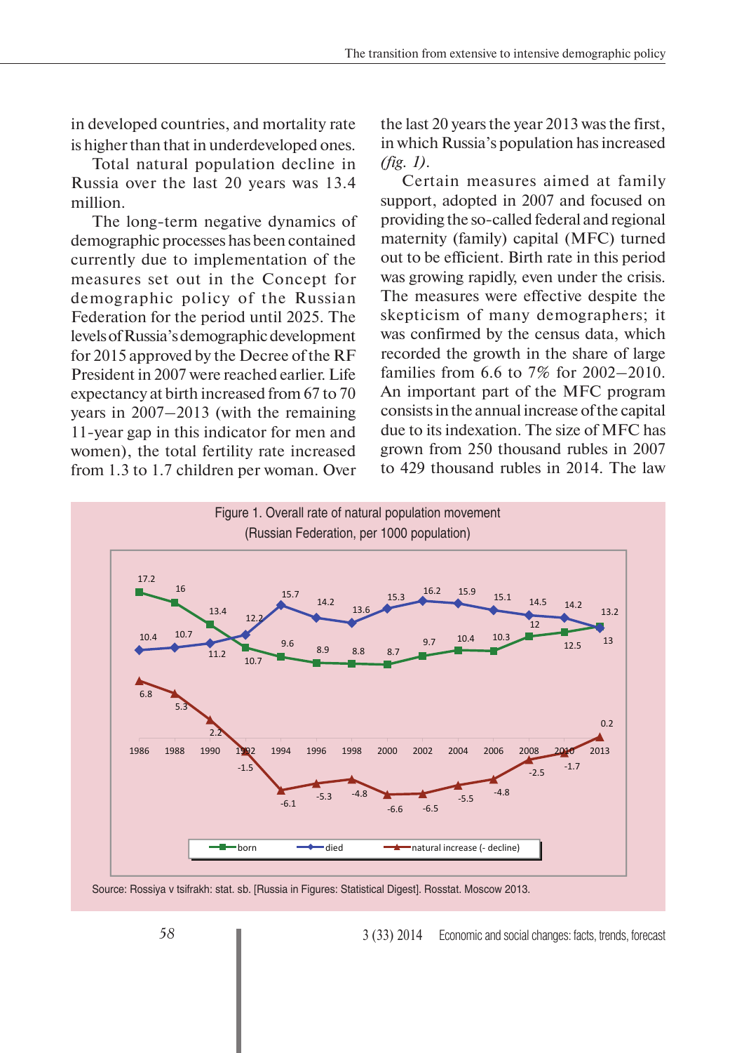in developed countries, and mortality rate is higher than that in underdeveloped ones.

Total natural population decline in Russia over the last 20 years was 13.4 million.

The long-term negative dynamics of demographic processes has been contained currently due to implementation of the measures set out in the Concept for demographic policy of the Russian Federation for the period until 2025. The levels of Russia's demographic development for 2015 approved by the Decree of the RF President in 2007 were reached earlier. Life expectancy at birth increased from 67 to 70 years in 2007–2013 (with the remaining 11-year gap in this indicator for men and women), the total fertility rate increased from 1.3 to 1.7 children per woman. Over the last 20 years the year 2013 was the first, in which Russia's population has increased *(fig. 1)*.

Certain measures aimed at family support, adopted in 2007 and focused on providing the so-called federal and regional maternity (family) capital (MFC) turned out to be efficient. Birth rate in this period was growing rapidly, even under the crisis. The measures were effective despite the skepticism of many demographers; it was confirmed by the census data, which recorded the growth in the share of large families from 6.6 to 7% for 2002–2010. An important part of the MFC program consists in the annual increase of the capital due to its indexation. The size of MFC has grown from 250 thousand rubles in 2007 to 429 thousand rubles in 2014. The law

Figure 1. Overall rate of natural population movement (Russian Federation, per 1000 population)

| Year | born | died | natural increase (- decline) |
|---|---|---|---|
| 1986 | 17.2 | 10.4 | 6.8 |
| 1988 | 16 | 10.7 | 5.3 |
| 1990 | 13.4 | 11.2 | 2.2 |
| 1992 | 10.7 | 12.2 | -1.5 |
| 1994 | 9.6 | 15.7 | -6.1 |
| 1996 | 8.9 | 14.2 | -5.3 |
| 1998 | 8.8 | 13.6 | -4.8 |
| 2000 | 8.7 | 15.3 | -6.6 |
| 2002 | 9.7 | 16.2 | -6.5 |
| 2004 | 10.4 | 15.9 | -5.5 |
| 2006 | 10.3 | 15.1 | -4.8 |
| 2008 | 12 | 14.5 | -2.5 |
| 2010 | 12.5 | 14.2 | -1.7 |
| 2013 | 13.2 | 13 | 0.2 |

Source: Rossiya v tsifrakh: stat. sb. [Russia in Figures: Statistical Digest]. Rosstat. Moscow 2013.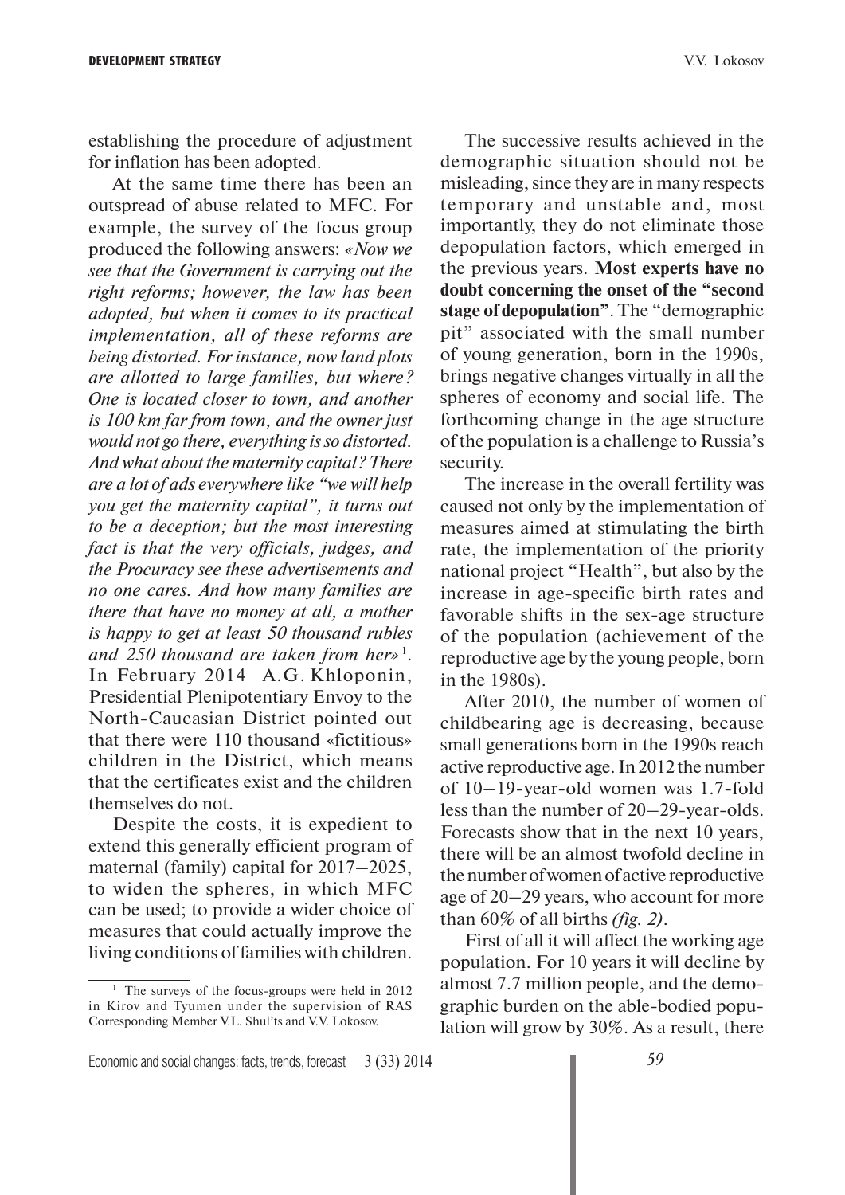establishing the procedure of adjustment for inflation has been adopted.

At the same time there has been an outspread of abuse related to MFC. For example, the survey of the focus group produced the following answers: *«Now we see that the Government is carrying out the right reforms; however, the law has been adopted, but when it comes to its practical implementation, all of these reforms are being distorted. For instance, now land plots are allotted to large families, but where? One is located closer to town, and another is 100 km far from town, and the owner just would not go there, everything is so distorted. And what about the maternity capital? There are a lot of ads everywhere like "we will help you get the maternity capital", it turns out to be a deception; but the most interesting fact is that the very officials, judges, and the Procuracy see these advertisements and no one cares. And how many families are there that have no money at all, a mother is happy to get at least 50 thousand rubles and 250 thousand are taken from her»*[1]. In February 2014 A.G. Khloponin, Presidential Plenipotentiary Envoy to the North-Caucasian District pointed out that there were 110 thousand «fictitious» children in the District, which means that the certificates exist and the children themselves do not.

Despite the costs, it is expedient to extend this generally efficient program of maternal (family) capital for 2017–2025, to widen the spheres, in which MFC can be used; to provide a wider choice of measures that could actually improve the living conditions of families with children.

[1] The surveys of the focus-groups were held in 2012 in Kirov and Tyumen under the supervision of RAS Corresponding Member V.L. Shul'ts and V.V. Lokosov.

The successive results achieved in the demographic situation should not be misleading, since they are in many respects temporary and unstable and, most importantly, they do not eliminate those depopulation factors, which emerged in the previous years. **Most experts have no doubt concerning the onset of the "second stage of depopulation"**. The "demographic pit" associated with the small number of young generation, born in the 1990s, brings negative changes virtually in all the spheres of economy and social life. The forthcoming change in the age structure of the population is a challenge to Russia's security.

The increase in the overall fertility was caused not only by the implementation of measures aimed at stimulating the birth rate, the implementation of the priority national project "Health", but also by the increase in age-specific birth rates and favorable shifts in the sex-age structure of the population (achievement of the reproductive age by the young people, born in the 1980s).

After 2010, the number of women of childbearing age is decreasing, because small generations born in the 1990s reach active reproductive age. In 2012 the number of 10–19-year-old women was 1.7-fold less than the number of 20–29-year-olds. Forecasts show that in the next 10 years, there will be an almost twofold decline in the number of women of active reproductive age of 20–29 years, who account for more than 60% of all births *(fig. 2)*.

First of all it will affect the working age population. For 10 years it will decline by almost 7.7 million people, and the demographic burden on the able-bodied population will grow by 30%. As a result, there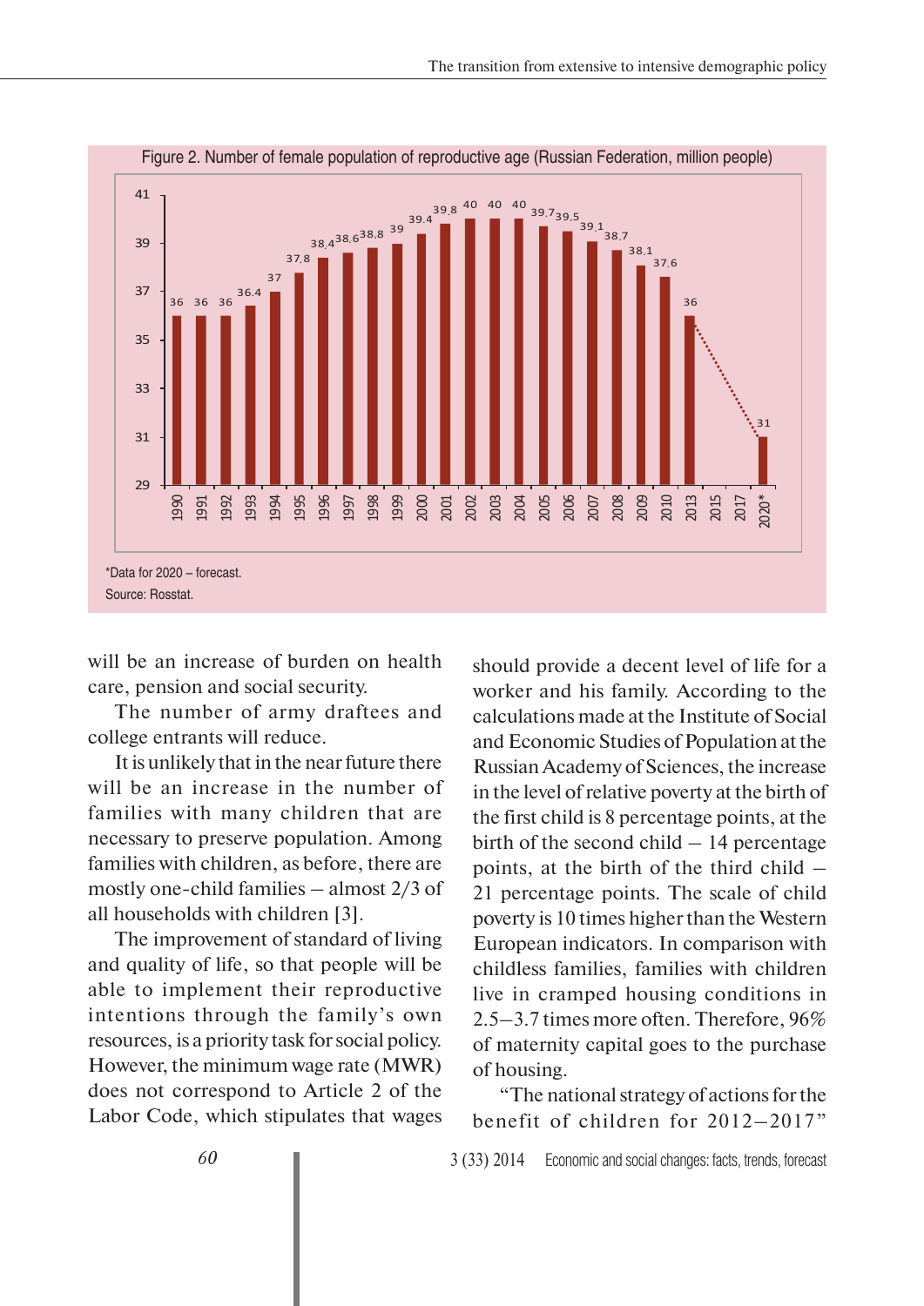Figure 2. Number of female population of reproductive age (Russian Federation, million people)

| Year | Million people |
|---|---|
| 1990 | 36 |
| 1991 | 36 |
| 1992 | 36 |
| 1993 | 36.4 |
| 1994 | 37 |
| 1995 | 37.8 |
| 1996 | 38.4 |
| 1997 | 38.6 |
| 1998 | 38.8 |
| 1999 | 39 |
| 2000 | 39.4 |
| 2001 | 39.8 |
| 2002 | 40 |
| 2003 | 40 |
| 2004 | 40 |
| 2005 | 39.7 |
| 2006 | 39.5 |
| 2007 | 39.1 |
| 2008 | 38.7 |
| 2009 | 38.1 |
| 2010 | 37.6 |
| 2013 | 36 |
| 2015 | |
| 2017 | |
| 2020* | 31 |

*Data for 2020 – forecast.

Source: Rosstat.

will be an increase of burden on health care, pension and social security.

The number of army draftees and college entrants will reduce.

It is unlikely that in the near future there will be an increase in the number of families with many children that are necessary to preserve population. Among families with children, as before, there are mostly one-child families – almost 2/3 of all households with children [3].

The improvement of standard of living and quality of life, so that people will be able to implement their reproductive intentions through the family's own resources, is a priority task for social policy. However, the minimum wage rate (MWR) does not correspond to Article 2 of the Labor Code, which stipulates that wages should provide a decent level of life for a worker and his family. According to the calculations made at the Institute of Social and Economic Studies of Population at the Russian Academy of Sciences, the increase in the level of relative poverty at the birth of the first child is 8 percentage points, at the birth of the second child – 14 percentage points, at the birth of the third child – 21 percentage points. The scale of child poverty is 10 times higher than the Western European indicators. In comparison with childless families, families with children live in cramped housing conditions in 2.5–3.7 times more often. Therefore, 96% of maternity capital goes to the purchase of housing.

"The national strategy of actions for the benefit of children for 2012–2017"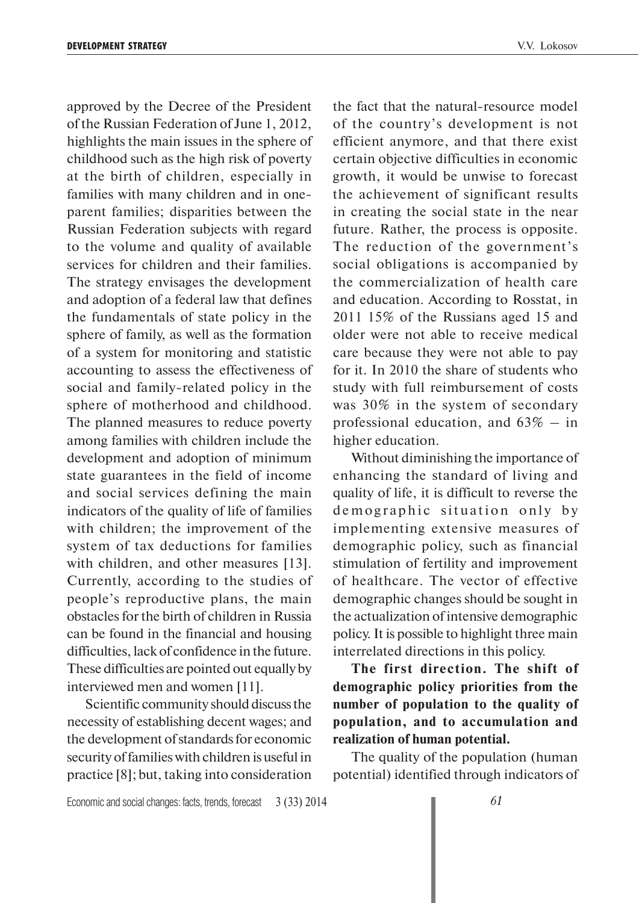approved by the Decree of the President of the Russian Federation of June 1, 2012, highlights the main issues in the sphere of childhood such as the high risk of poverty at the birth of children, especially in families with many children and in one-parent families; disparities between the Russian Federation subjects with regard to the volume and quality of available services for children and their families. The strategy envisages the development and adoption of a federal law that defines the fundamentals of state policy in the sphere of family, as well as the formation of a system for monitoring and statistic accounting to assess the effectiveness of social and family-related policy in the sphere of motherhood and childhood. The planned measures to reduce poverty among families with children include the development and adoption of minimum state guarantees in the field of income and social services defining the main indicators of the quality of life of families with children; the improvement of the system of tax deductions for families with children, and other measures [13]. Currently, according to the studies of people's reproductive plans, the main obstacles for the birth of children in Russia can be found in the financial and housing difficulties, lack of confidence in the future. These difficulties are pointed out equally by interviewed men and women [11].

Scientific community should discuss the necessity of establishing decent wages; and the development of standards for economic security of families with children is useful in practice [8]; but, taking into consideration the fact that the natural-resource model of the country's development is not efficient anymore, and that there exist certain objective difficulties in economic growth, it would be unwise to forecast the achievement of significant results in creating the social state in the near future. Rather, the process is opposite. The reduction of the government's social obligations is accompanied by the commercialization of health care and education. According to Rosstat, in 2011 15% of the Russians aged 15 and older were not able to receive medical care because they were not able to pay for it. In 2010 the share of students who study with full reimbursement of costs was 30% in the system of secondary professional education, and 63% – in higher education.

Without diminishing the importance of enhancing the standard of living and quality of life, it is difficult to reverse the demographic situation only by implementing extensive measures of demographic policy, such as financial stimulation of fertility and improvement of healthcare. The vector of effective demographic changes should be sought in the actualization of intensive demographic policy. It is possible to highlight three main interrelated directions in this policy.

**The first direction. The shift of demographic policy priorities from the number of population to the quality of population, and to accumulation and realization of human potential.**

The quality of the population (human potential) identified through indicators of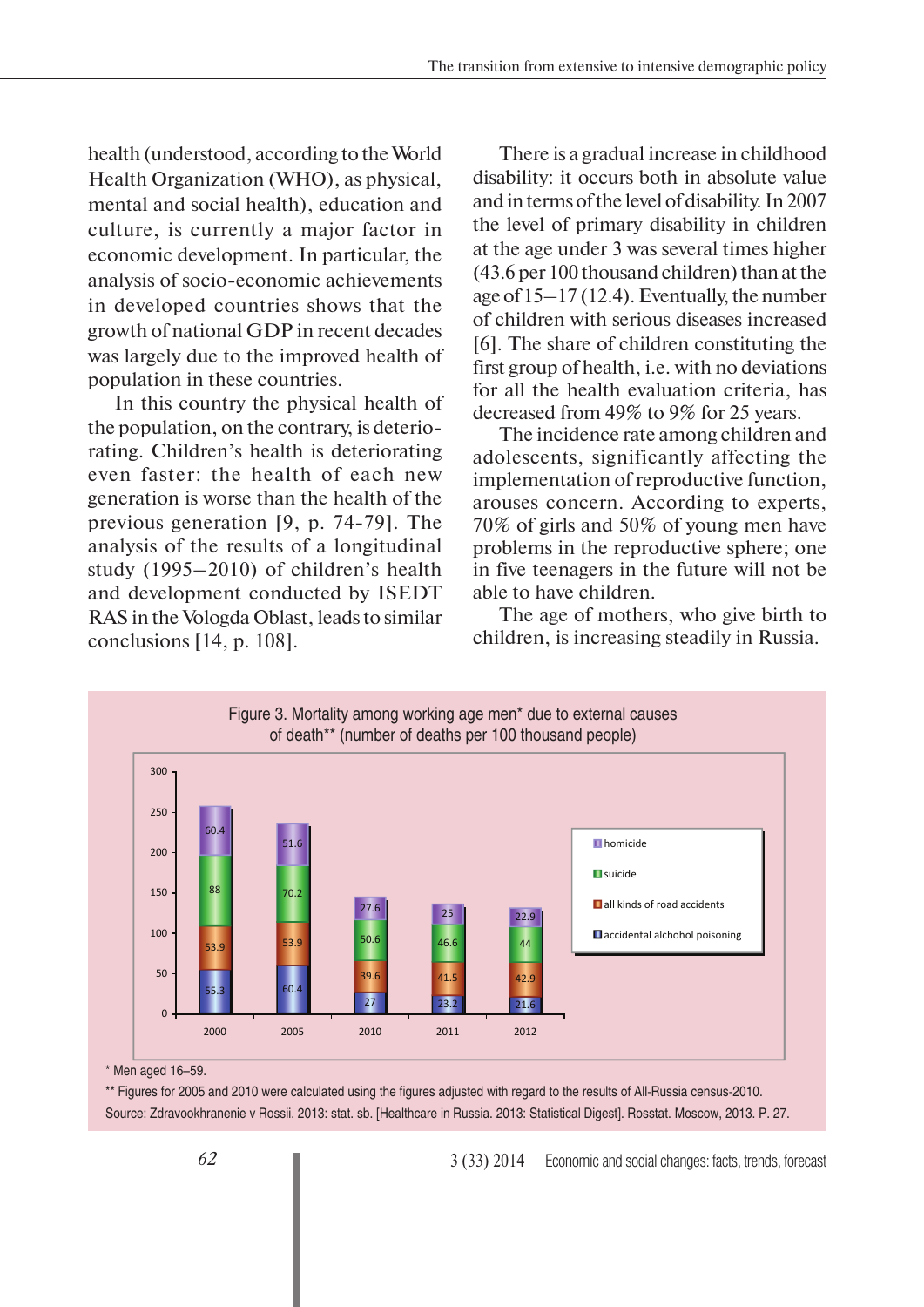health (understood, according to the World Health Organization (WHO), as physical, mental and social health), education and culture, is currently a major factor in economic development. In particular, the analysis of socio-economic achievements in developed countries shows that the growth of national GDP in recent decades was largely due to the improved health of population in these countries.

In this country the physical health of the population, on the contrary, is deteriorating. Children's health is deteriorating even faster: the health of each new generation is worse than the health of the previous generation [9, p. 74-79]. The analysis of the results of a longitudinal study (1995–2010) of children's health and development conducted by ISEDT RAS in the Vologda Oblast, leads to similar conclusions [14, p. 108].

There is a gradual increase in childhood disability: it occurs both in absolute value and in terms of the level of disability. In 2007 the level of primary disability in children at the age under 3 was several times higher (43.6 per 100 thousand children) than at the age of 15–17 (12.4). Eventually, the number of children with serious diseases increased [6]. The share of children constituting the first group of health, i.e. with no deviations for all the health evaluation criteria, has decreased from 49% to 9% for 25 years.

The incidence rate among children and adolescents, significantly affecting the implementation of reproductive function, arouses concern. According to experts, 70% of girls and 50% of young men have problems in the reproductive sphere; one in five teenagers in the future will not be able to have children.

The age of mothers, who give birth to children, is increasing steadily in Russia.

Figure 3. Mortality among working age men* due to external causes of death** (number of deaths per 100 thousand people)

| | 2000 | 2005 | 2010 | 2011 | 2012 |
|---|---|---|---|---|---|
| homicide | 60.4 | 51.6 | 27.6 | 25 | 22.9 |
| suicide | 88 | 70.2 | 50.6 | 46.6 | 44 |
| all kinds of road accidents | 53.9 | 53.9 | 39.6 | 41.5 | 42.9 |
| accidental alchohol poisoning | 55.3 | 60.4 | 27 | 23.2 | 21.6 |

\* Men aged 16–59.

\*\* Figures for 2005 and 2010 were calculated using the figures adjusted with regard to the results of All-Russia census-2010.

Source: Zdravookhranenie v Rossii. 2013: stat. sb. [Healthcare in Russia. 2013: Statistical Digest]. Rosstat. Moscow, 2013. P. 27.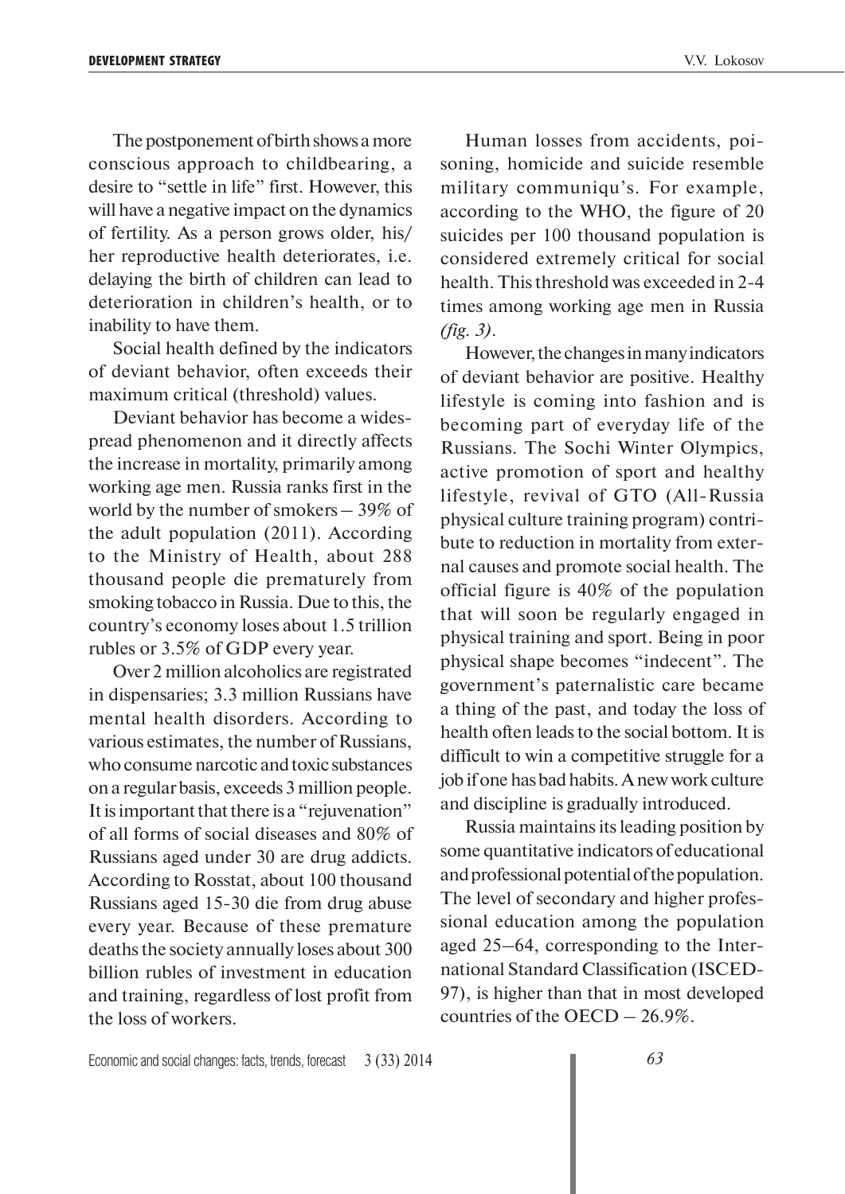The postponement of birth shows a more conscious approach to childbearing, a desire to "settle in life" first. However, this will have a negative impact on the dynamics of fertility. As a person grows older, his/her reproductive health deteriorates, i.e. delaying the birth of children can lead to deterioration in children's health, or to inability to have them.

Social health defined by the indicators of deviant behavior, often exceeds their maximum critical (threshold) values.

Deviant behavior has become a widespread phenomenon and it directly affects the increase in mortality, primarily among working age men. Russia ranks first in the world by the number of smokers – 39% of the adult population (2011). According to the Ministry of Health, about 288 thousand people die prematurely from smoking tobacco in Russia. Due to this, the country's economy loses about 1.5 trillion rubles or 3.5% of GDP every year.

Over 2 million alcoholics are registrated in dispensaries; 3.3 million Russians have mental health disorders. According to various estimates, the number of Russians, who consume narcotic and toxic substances on a regular basis, exceeds 3 million people. It is important that there is a "rejuvenation" of all forms of social diseases and 80% of Russians aged under 30 are drug addicts. According to Rosstat, about 100 thousand Russians aged 15-30 die from drug abuse every year. Because of these premature deaths the society annually loses about 300 billion rubles of investment in education and training, regardless of lost profit from the loss of workers.

Human losses from accidents, poisoning, homicide and suicide resemble military communiqu's. For example, according to the WHO, the figure of 20 suicides per 100 thousand population is considered extremely critical for social health. This threshold was exceeded in 2-4 times among working age men in Russia *(fig. 3)*.

However, the changes in many indicators of deviant behavior are positive. Healthy lifestyle is coming into fashion and is becoming part of everyday life of the Russians. The Sochi Winter Olympics, active promotion of sport and healthy lifestyle, revival of GTO (All-Russia physical culture training program) contribute to reduction in mortality from external causes and promote social health. The official figure is 40% of the population that will soon be regularly engaged in physical training and sport. Being in poor physical shape becomes "indecent". The government's paternalistic care became a thing of the past, and today the loss of health often leads to the social bottom. It is difficult to win a competitive struggle for a job if one has bad habits. A new work culture and discipline is gradually introduced.

Russia maintains its leading position by some quantitative indicators of educational and professional potential of the population. The level of secondary and higher professional education among the population aged 25–64, corresponding to the International Standard Classification (ISCED-97), is higher than that in most developed countries of the OECD – 26.9%.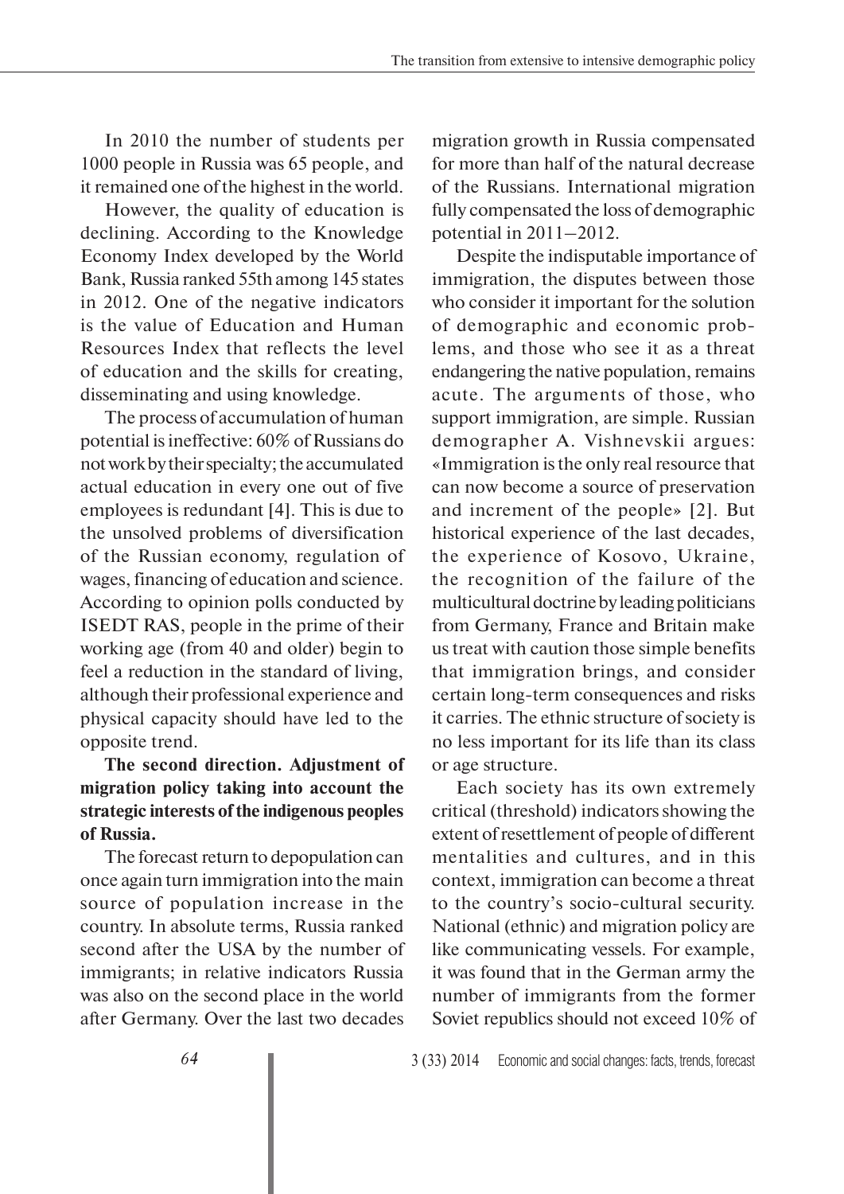In 2010 the number of students per 1000 people in Russia was 65 people, and it remained one of the highest in the world.

However, the quality of education is declining. According to the Knowledge Economy Index developed by the World Bank, Russia ranked 55th among 145 states in 2012. One of the negative indicators is the value of Education and Human Resources Index that reflects the level of education and the skills for creating, disseminating and using knowledge.

The process of accumulation of human potential is ineffective: 60% of Russians do not work by their specialty; the accumulated actual education in every one out of five employees is redundant [4]. This is due to the unsolved problems of diversification of the Russian economy, regulation of wages, financing of education and science. According to opinion polls conducted by ISEDT RAS, people in the prime of their working age (from 40 and older) begin to feel a reduction in the standard of living, although their professional experience and physical capacity should have led to the opposite trend.

**The second direction. Adjustment of migration policy taking into account the strategic interests of the indigenous peoples of Russia.**

The forecast return to depopulation can once again turn immigration into the main source of population increase in the country. In absolute terms, Russia ranked second after the USA by the number of immigrants; in relative indicators Russia was also on the second place in the world after Germany. Over the last two decades migration growth in Russia compensated for more than half of the natural decrease of the Russians. International migration fully compensated the loss of demographic potential in 2011–2012.

Despite the indisputable importance of immigration, the disputes between those who consider it important for the solution of demographic and economic problems, and those who see it as a threat endangering the native population, remains acute. The arguments of those, who support immigration, are simple. Russian demographer A. Vishnevskii argues: «Immigration is the only real resource that can now become a source of preservation and increment of the people» [2]. But historical experience of the last decades, the experience of Kosovo, Ukraine, the recognition of the failure of the multicultural doctrine by leading politicians from Germany, France and Britain make us treat with caution those simple benefits that immigration brings, and consider certain long-term consequences and risks it carries. The ethnic structure of society is no less important for its life than its class or age structure.

Each society has its own extremely critical (threshold) indicators showing the extent of resettlement of people of different mentalities and cultures, and in this context, immigration can become a threat to the country's socio-cultural security. National (ethnic) and migration policy are like communicating vessels. For example, it was found that in the German army the number of immigrants from the former Soviet republics should not exceed 10% of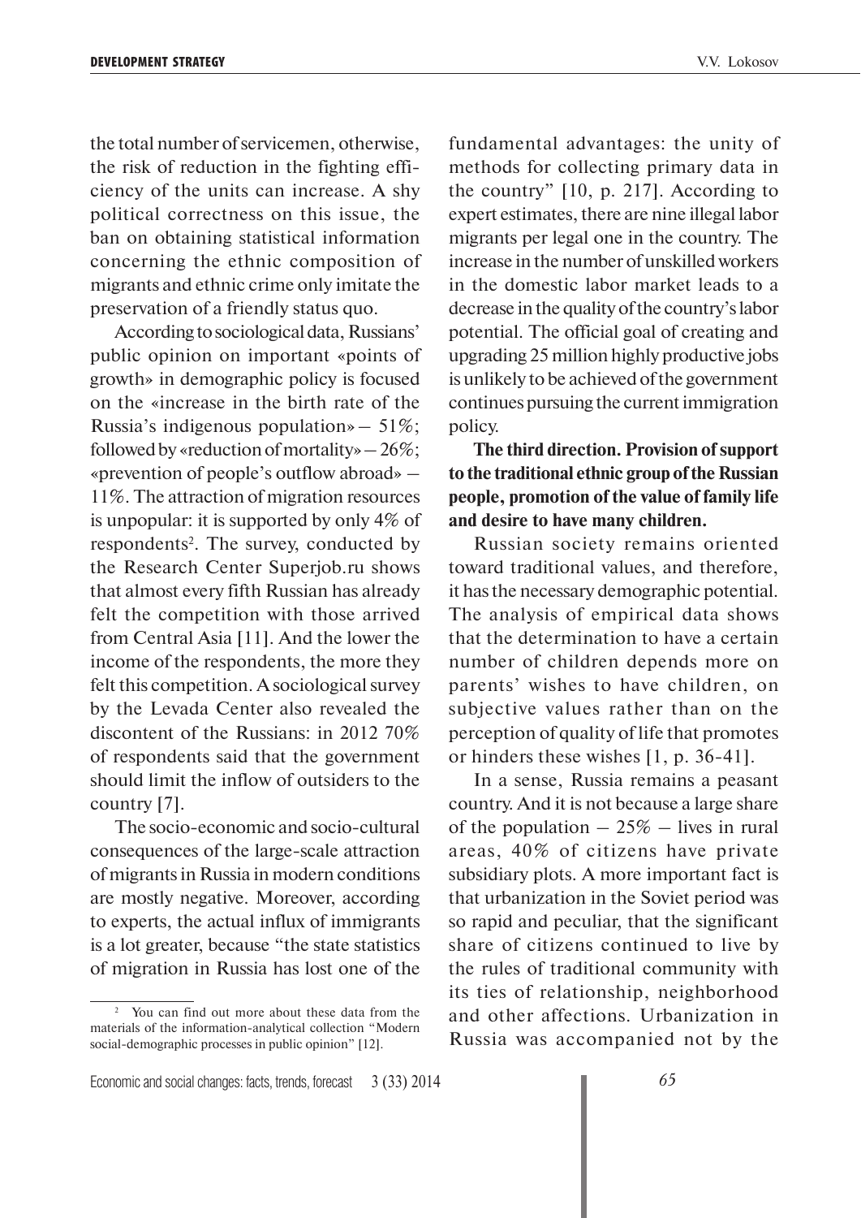the total number of servicemen, otherwise, the risk of reduction in the fighting efficiency of the units can increase. A shy political correctness on this issue, the ban on obtaining statistical information concerning the ethnic composition of migrants and ethnic crime only imitate the preservation of a friendly status quo.

According to sociological data, Russians' public opinion on important «points of growth» in demographic policy is focused on the «increase in the birth rate of the Russia's indigenous population» – 51%; followed by «reduction of mortality» – 26%; «prevention of people's outflow abroad» – 11%. The attraction of migration resources is unpopular: it is supported by only 4% of respondents[2]. The survey, conducted by the Research Center Superjob.ru shows that almost every fifth Russian has already felt the competition with those arrived from Central Asia [11]. And the lower the income of the respondents, the more they felt this competition. A sociological survey by the Levada Center also revealed the discontent of the Russians: in 2012 70% of respondents said that the government should limit the inflow of outsiders to the country [7].

The socio-economic and socio-cultural consequences of the large-scale attraction of migrants in Russia in modern conditions are mostly negative. Moreover, according to experts, the actual influx of immigrants is a lot greater, because "the state statistics of migration in Russia has lost one of the fundamental advantages: the unity of methods for collecting primary data in the country" [10, p. 217]. According to expert estimates, there are nine illegal labor migrants per legal one in the country. The increase in the number of unskilled workers in the domestic labor market leads to a decrease in the quality of the country's labor potential. The official goal of creating and upgrading 25 million highly productive jobs is unlikely to be achieved of the government continues pursuing the current immigration policy.

**The third direction. Provision of support to the traditional ethnic group of the Russian people, promotion of the value of family life and desire to have many children.**

Russian society remains oriented toward traditional values, and therefore, it has the necessary demographic potential. The analysis of empirical data shows that the determination to have a certain number of children depends more on parents' wishes to have children, on subjective values rather than on the perception of quality of life that promotes or hinders these wishes [1, p. 36-41].

In a sense, Russia remains a peasant country. And it is not because a large share of the population – 25% – lives in rural areas, 40% of citizens have private subsidiary plots. A more important fact is that urbanization in the Soviet period was so rapid and peculiar, that the significant share of citizens continued to live by the rules of traditional community with its ties of relationship, neighborhood and other affections. Urbanization in Russia was accompanied not by the

[2] You can find out more about these data from the materials of the information-analytical collection "Modern social-demographic processes in public opinion" [12].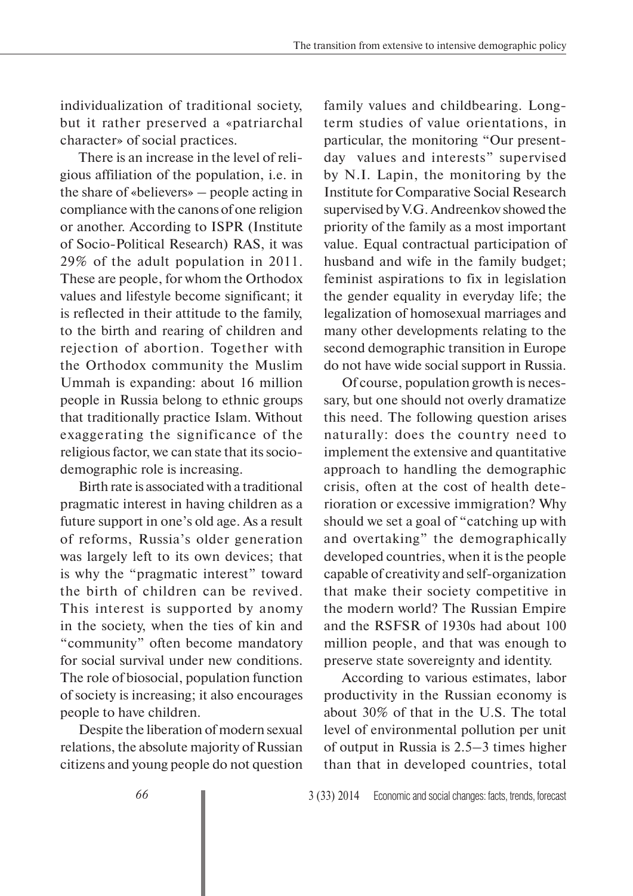individualization of traditional society, but it rather preserved a «patriarchal character» of social practices.

There is an increase in the level of religious affiliation of the population, i.e. in the share of «believers» – people acting in compliance with the canons of one religion or another. According to ISPR (Institute of Socio-Political Research) RAS, it was 29% of the adult population in 2011. These are people, for whom the Orthodox values and lifestyle become significant; it is reflected in their attitude to the family, to the birth and rearing of children and rejection of abortion. Together with the Orthodox community the Muslim Ummah is expanding: about 16 million people in Russia belong to ethnic groups that traditionally practice Islam. Without exaggerating the significance of the religious factor, we can state that its socio-demographic role is increasing.

Birth rate is associated with a traditional pragmatic interest in having children as a future support in one's old age. As a result of reforms, Russia's older generation was largely left to its own devices; that is why the "pragmatic interest" toward the birth of children can be revived. This interest is supported by anomy in the society, when the ties of kin and "community" often become mandatory for social survival under new conditions. The role of biosocial, population function of society is increasing; it also encourages people to have children.

Despite the liberation of modern sexual relations, the absolute majority of Russian citizens and young people do not question family values and childbearing. Long-term studies of value orientations, in particular, the monitoring "Our present-day values and interests" supervised by N.I. Lapin, the monitoring by the Institute for Comparative Social Research supervised by V.G. Andreenkov showed the priority of the family as a most important value. Equal contractual participation of husband and wife in the family budget; feminist aspirations to fix in legislation the gender equality in everyday life; the legalization of homosexual marriages and many other developments relating to the second demographic transition in Europe do not have wide social support in Russia.

Of course, population growth is necessary, but one should not overly dramatize this need. The following question arises naturally: does the country need to implement the extensive and quantitative approach to handling the demographic crisis, often at the cost of health deterioration or excessive immigration? Why should we set a goal of "catching up with and overtaking" the demographically developed countries, when it is the people capable of creativity and self-organization that make their society competitive in the modern world? The Russian Empire and the RSFSR of 1930s had about 100 million people, and that was enough to preserve state sovereignty and identity.

According to various estimates, labor productivity in the Russian economy is about 30% of that in the U.S. The total level of environmental pollution per unit of output in Russia is 2.5–3 times higher than that in developed countries, total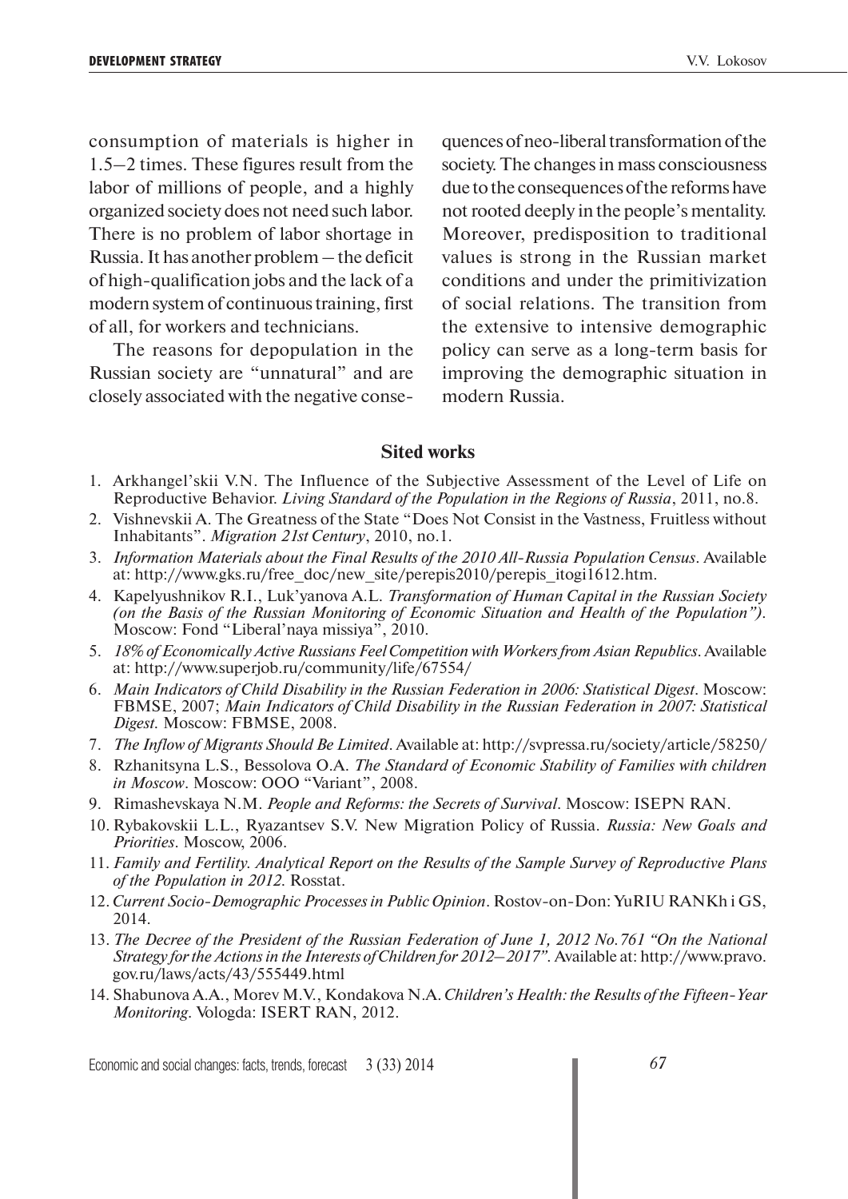consumption of materials is higher in 1.5–2 times. These figures result from the labor of millions of people, and a highly organized society does not need such labor. There is no problem of labor shortage in Russia. It has another problem – the deficit of high-qualification jobs and the lack of a modern system of continuous training, first of all, for workers and technicians.

The reasons for depopulation in the Russian society are "unnatural" and are closely associated with the negative consequences of neo-liberal transformation of the society. The changes in mass consciousness due to the consequences of the reforms have not rooted deeply in the people's mentality. Moreover, predisposition to traditional values is strong in the Russian market conditions and under the primitivization of social relations. The transition from the extensive to intensive demographic policy can serve as a long-term basis for improving the demographic situation in modern Russia.

## Sited works

1. Arkhangel'skii V.N. The Influence of the Subjective Assessment of the Level of Life on Reproductive Behavior. *Living Standard of the Population in the Regions of Russia*, 2011, no.8.
2. Vishnevskii A. The Greatness of the State "Does Not Consist in the Vastness, Fruitless without Inhabitants". *Migration 21st Century*, 2010, no.1.
3. *Information Materials about the Final Results of the 2010 All-Russia Population Census*. Available at: http://www.gks.ru/free_doc/new_site/perepis2010/perepis_itogi1612.htm.
4. Kapelyushnikov R.I., Luk'yanova A.L. *Transformation of Human Capital in the Russian Society (on the Basis of the Russian Monitoring of Economic Situation and Health of the Population")*. Moscow: Fond "Liberal'naya missiya", 2010.
5. *18% of Economically Active Russians Feel Competition with Workers from Asian Republics*. Available at: http://www.superjob.ru/community/life/67554/
6. *Main Indicators of Child Disability in the Russian Federation in 2006: Statistical Digest*. Moscow: FBMSE, 2007; *Main Indicators of Child Disability in the Russian Federation in 2007: Statistical Digest*. Moscow: FBMSE, 2008.
7. *The Inflow of Migrants Should Be Limited*. Available at: http://svpressa.ru/society/article/58250/
8. Rzhanitsyna L.S., Bessolova O.A. *The Standard of Economic Stability of Families with children in Moscow*. Moscow: OOO "Variant", 2008.
9. Rimashevskaya N.M. *People and Reforms: the Secrets of Survival*. Moscow: ISEPN RAN.
10. Rybakovskii L.L., Ryazantsev S.V. New Migration Policy of Russia. *Russia: New Goals and Priorities*. Moscow, 2006.
11. *Family and Fertility. Analytical Report on the Results of the Sample Survey of Reproductive Plans of the Population in 2012*. Rosstat.
12. *Current Socio-Demographic Processes in Public Opinion*. Rostov-on-Don: YuRIU RANKh i GS, 2014.
13. *The Decree of the President of the Russian Federation of June 1, 2012 No.761 "On the National Strategy for the Actions in the Interests of Children for 2012–2017"*. Available at: http://www.pravo.gov.ru/laws/acts/43/555449.html
14. Shabunova A.A., Morev M.V., Kondakova N.A. *Children's Health: the Results of the Fifteen-Year Monitoring*. Vologda: ISERT RAN, 2012.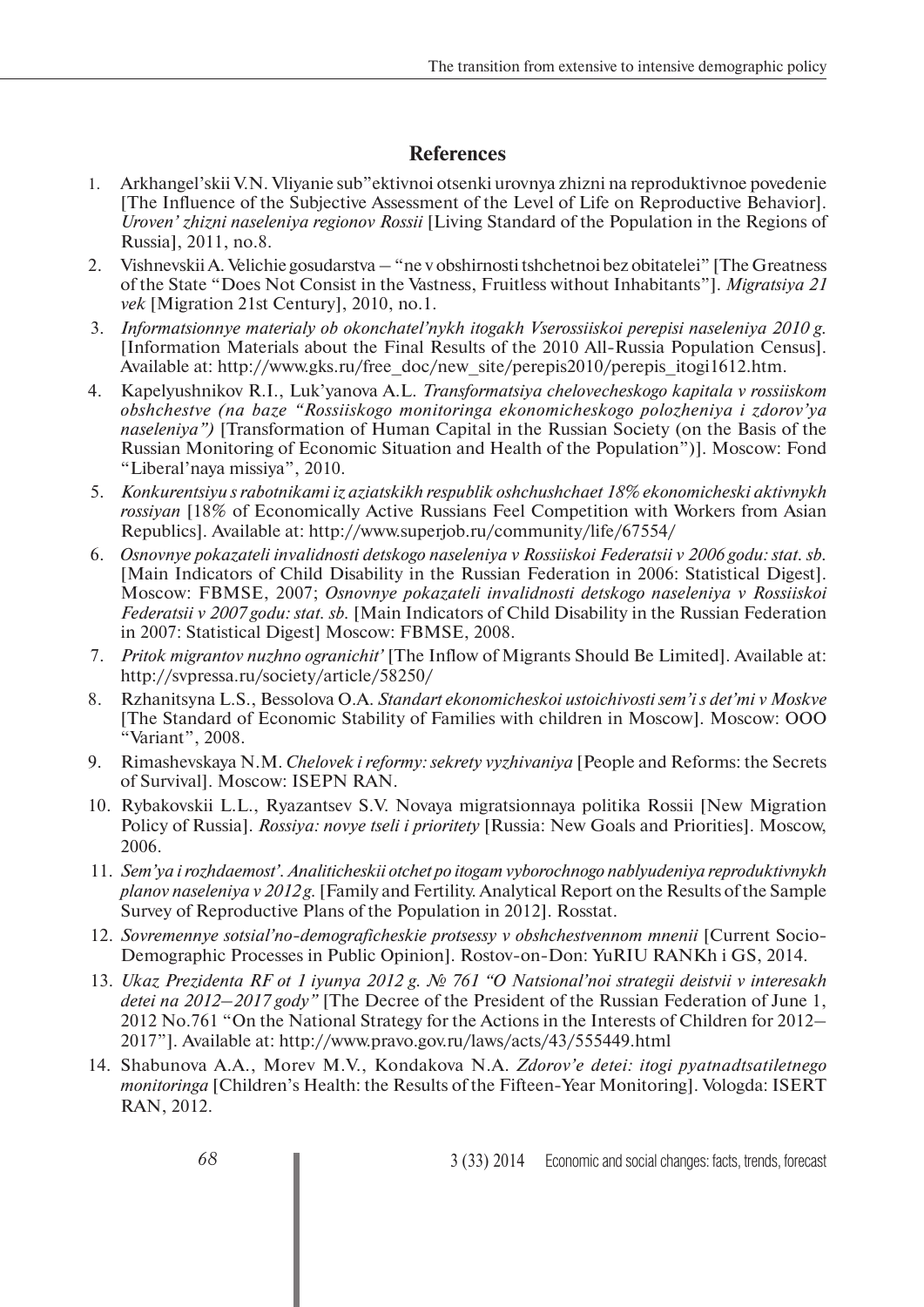## References

1. Arkhangel'skii V.N. Vliyanie sub"ektivnoi otsenki urovnya zhizni na reproduktivnoe povedenie [The Influence of the Subjective Assessment of the Level of Life on Reproductive Behavior]. *Uroven' zhizni naseleniya regionov Rossii* [Living Standard of the Population in the Regions of Russia], 2011, no.8.
2. Vishnevskii A. Velichie gosudarstva – "ne v obshirnosti tshchetnoi bez obitatelei" [The Greatness of the State "Does Not Consist in the Vastness, Fruitless without Inhabitants"]. *Migratsiya 21 vek* [Migration 21st Century], 2010, no.1.
3. *Informatsionnye materialy ob okonchatel'nykh itogakh Vserossiiskoi perepisi naseleniya 2010 g.* [Information Materials about the Final Results of the 2010 All-Russia Population Census]. Available at: http://www.gks.ru/free_doc/new_site/perepis2010/perepis_itogi1612.htm.
4. Kapelyushnikov R.I., Luk'yanova A.L. *Transformatsiya chelovecheskogo kapitala v rossiiskom obshchestve (na baze "Rossiiskogo monitoringa ekonomicheskogo polozheniya i zdorov'ya naseleniya")* [Transformation of Human Capital in the Russian Society (on the Basis of the Russian Monitoring of Economic Situation and Health of the Population")]. Moscow: Fond "Liberal'naya missiya", 2010.
5. *Konkurentsiyu s rabotnikami iz aziatskikh respublik oshchushchaet 18% ekonomicheski aktivnykh rossiyan* [18% of Economically Active Russians Feel Competition with Workers from Asian Republics]. Available at: http://www.superjob.ru/community/life/67554/
6. *Osnovnye pokazateli invalidnosti detskogo naseleniya v Rossiiskoi Federatsii v 2006 godu: stat. sb.* [Main Indicators of Child Disability in the Russian Federation in 2006: Statistical Digest]. Moscow: FBMSE, 2007; *Osnovnye pokazateli invalidnosti detskogo naseleniya v Rossiiskoi Federatsii v 2007 godu: stat. sb.* [Main Indicators of Child Disability in the Russian Federation in 2007: Statistical Digest] Moscow: FBMSE, 2008.
7. *Pritok migrantov nuzhno ogranichit'* [The Inflow of Migrants Should Be Limited]. Available at: http://svpressa.ru/society/article/58250/
8. Rzhanitsyna L.S., Bessolova O.A. *Standart ekonomicheskoi ustoichivosti sem'i s det'mi v Moskve* [The Standard of Economic Stability of Families with children in Moscow]. Moscow: OOO "Variant", 2008.
9. Rimashevskaya N.M. *Chelovek i reformy: sekrety vyzhivaniya* [People and Reforms: the Secrets of Survival]. Moscow: ISEPN RAN.
10. Rybakovskii L.L., Ryazantsev S.V. Novaya migratsionnaya politika Rossii [New Migration Policy of Russia]. *Rossiya: novye tseli i prioritety* [Russia: New Goals and Priorities]. Moscow, 2006.
11. *Sem'ya i rozhdaemost'. Analiticheskii otchet po itogam vyborochnogo nablyudeniya reproduktivnykh planov naseleniya v 2012 g.* [Family and Fertility. Analytical Report on the Results of the Sample Survey of Reproductive Plans of the Population in 2012]. Rosstat.
12. *Sovremennye sotsial'no-demograficheskie protsessy v obshchestvennom mnenii* [Current Socio-Demographic Processes in Public Opinion]. Rostov-on-Don: YuRIU RANKh i GS, 2014.
13. *Ukaz Prezidenta RF ot 1 iyunya 2012 g. № 761 "O Natsional'noi strategii deistvii v interesakh detei na 2012–2017 gody"* [The Decree of the President of the Russian Federation of June 1, 2012 No.761 "On the National Strategy for the Actions in the Interests of Children for 2012–2017"]. Available at: http://www.pravo.gov.ru/laws/acts/43/555449.html
14. Shabunova A.A., Morev M.V., Kondakova N.A. *Zdorov'e detei: itogi pyatnadtsatiletnego monitoringa* [Children's Health: the Results of the Fifteen-Year Monitoring]. Vologda: ISERT RAN, 2012.